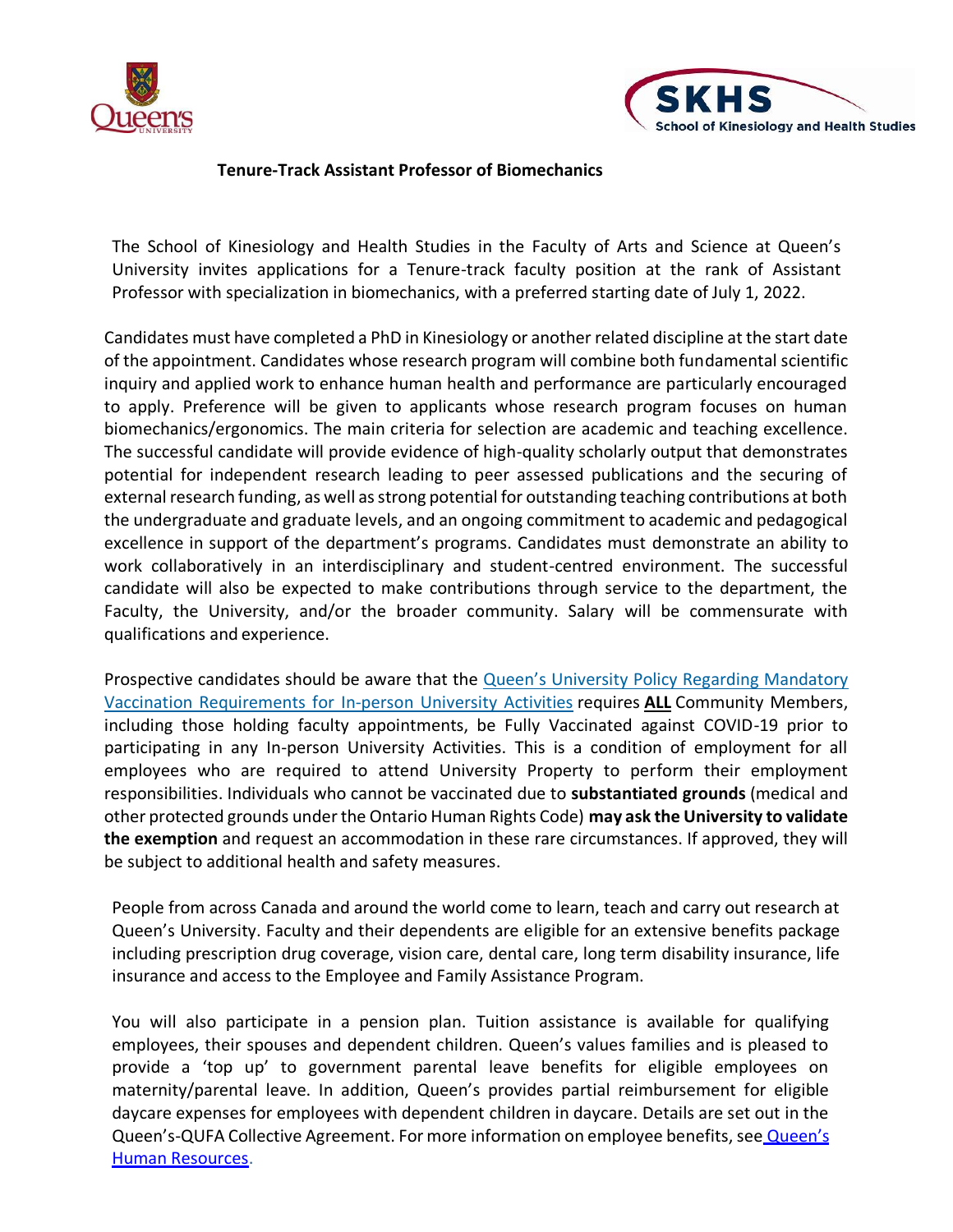# Tenure-Track Assistant Professor of Biomechanics

The School of Kinesiology and Health Studies in the Faculty of Arts and Science at Queen's University invites applications for a Tenure-track faculty position at the rank of Assistant Professor with specialization in biomechanics, with a preferred starting date of July 1, 2022.

Candidates must have completed a PhD in Kinesiology or another related discipline at the start date of the appointment. Candidates whose research program will combine both fundamental scientific inquiry and applied work to enhance human health and performance are particularly encouraged to apply. Preference will be given to applicants whose research program focuses on human biomechanics/ergonomics. The main criteria for selection are academic and teaching excellence. The successful candidate will provide evidence of high-quality scholarly output that demonstrates potential for independent research leading to peer assessed publications and the securing of external research funding, as well as strong potential for outstanding teaching contributions at both the undergraduate and graduate levels, and an ongoing commitment to academic and pedagogical excellence in support of the department's programs. Candidates must demonstrate an ability to work collaboratively in an interdisciplinary and student-centred environment. The successful candidate will also be expected to make contributions through service to the department, the Faculty, the University, and/or the broader community. Salary will be commensurate with qualifications and experience.

Prospective candidates should be aware that the Queen's University Policy Regarding Mandatory Vaccination Requirements for In-person University Activities requires **ALL** Community Members, including those holding faculty appointments, be Fully Vaccinated against COVID-19 prior to participating in any In-person University Activities. This is a condition of employment for all employees who are required to attend University Property to perform their employment responsibilities. Individuals who cannot be vaccinated due to **substantiated grounds** (medical and other protected grounds under the Ontario Human Rights Code) **may ask the University to validate the exemption** and request an accommodation in these rare circumstances. If approved, they will be subject to additional health and safety measures.

People from across Canada and around the world come to learn, teach and carry out research at Queen's University. Faculty and their dependents are eligible for an extensive benefits package including prescription drug coverage, vision care, dental care, long term disability insurance, life insurance and access to the Employee and Family Assistance Program.

You will also participate in a pension plan. Tuition assistance is available for qualifying employees, their spouses and dependent children. Queen's values families and is pleased to provide a 'top up' to government parental leave benefits for eligible employees on maternity/parental leave. In addition, Queen's provides partial reimbursement for eligible daycare expenses for employees with dependent children in daycare. Details are set out in the Queen's-QUFA Collective Agreement. For more information on employee benefits, see Queen's Human Resources.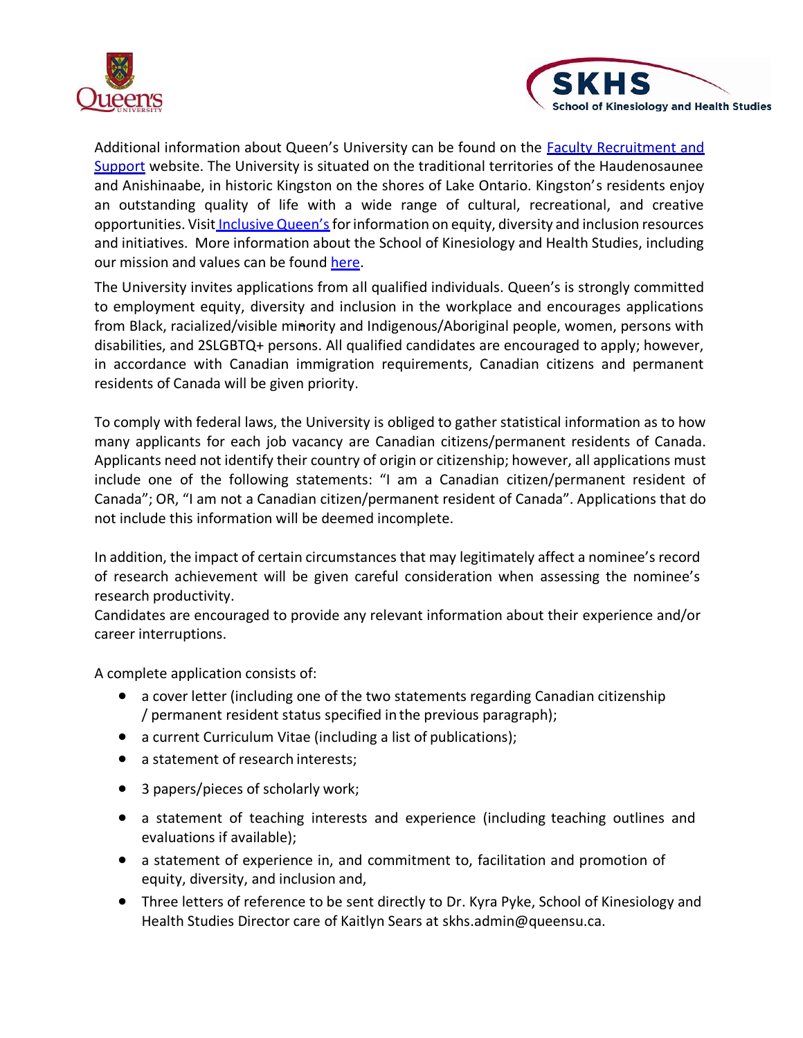Additional information about Queen's University can be found on the [Faculty Recruitment and Support](#) website. The University is situated on the traditional territories of the Haudenosaunee and Anishinaabe, in historic Kingston on the shores of Lake Ontario. Kingston's residents enjoy an outstanding quality of life with a wide range of cultural, recreational, and creative opportunities. Visit [Inclusive Queen's](#) for information on equity, diversity and inclusion resources and initiatives. More information about the School of Kinesiology and Health Studies, including our mission and values can be found [here](#).

The University invites applications from all qualified individuals. Queen's is strongly committed to employment equity, diversity and inclusion in the workplace and encourages applications from Black, racialized/visible minority and Indigenous/Aboriginal people, women, persons with disabilities, and 2SLGBTQ+ persons. All qualified candidates are encouraged to apply; however, in accordance with Canadian immigration requirements, Canadian citizens and permanent residents of Canada will be given priority.

To comply with federal laws, the University is obliged to gather statistical information as to how many applicants for each job vacancy are Canadian citizens/permanent residents of Canada. Applicants need not identify their country of origin or citizenship; however, all applications must include one of the following statements: "I am a Canadian citizen/permanent resident of Canada"; OR, "I am not a Canadian citizen/permanent resident of Canada". Applications that do not include this information will be deemed incomplete.

In addition, the impact of certain circumstances that may legitimately affect a nominee's record of research achievement will be given careful consideration when assessing the nominee's research productivity.
Candidates are encouraged to provide any relevant information about their experience and/or career interruptions.

A complete application consists of:

- a cover letter (including one of the two statements regarding Canadian citizenship / permanent resident status specified in the previous paragraph);
- a current Curriculum Vitae (including a list of publications);
- a statement of research interests;
- 3 papers/pieces of scholarly work;
- a statement of teaching interests and experience (including teaching outlines and evaluations if available);
- a statement of experience in, and commitment to, facilitation and promotion of equity, diversity, and inclusion and,
- Three letters of reference to be sent directly to Dr. Kyra Pyke, School of Kinesiology and Health Studies Director care of Kaitlyn Sears at skhs.admin@queensu.ca.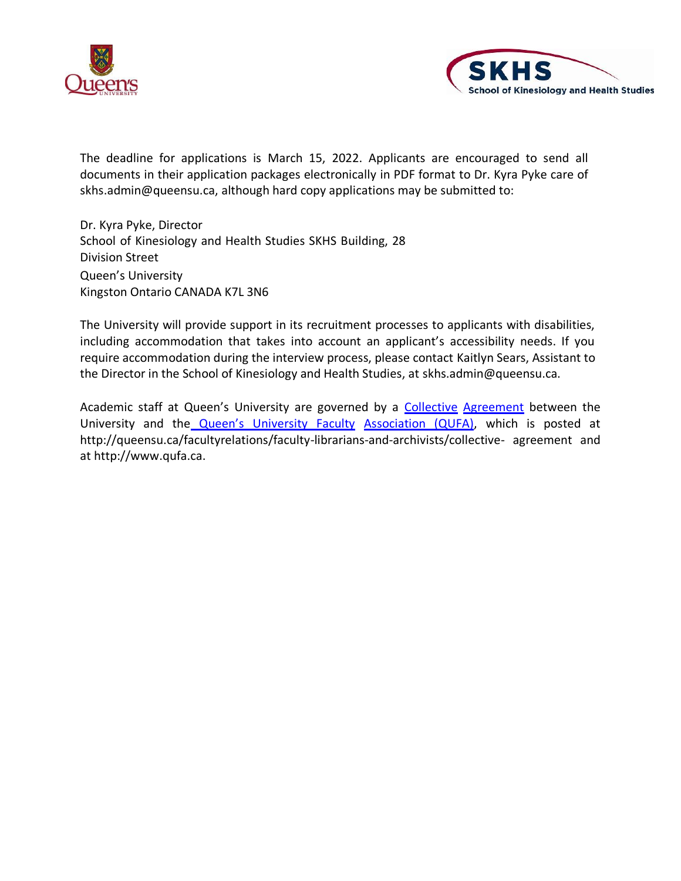The deadline for applications is March 15, 2022. Applicants are encouraged to send all documents in their application packages electronically in PDF format to Dr. Kyra Pyke care of skhs.admin@queensu.ca, although hard copy applications may be submitted to:

Dr. Kyra Pyke, Director
School of Kinesiology and Health Studies SKHS Building, 28
Division Street
Queen's University
Kingston Ontario CANADA K7L 3N6

The University will provide support in its recruitment processes to applicants with disabilities, including accommodation that takes into account an applicant's accessibility needs. If you require accommodation during the interview process, please contact Kaitlyn Sears, Assistant to the Director in the School of Kinesiology and Health Studies, at skhs.admin@queensu.ca.

Academic staff at Queen's University are governed by a Collective Agreement between the University and the Queen's University Faculty Association (QUFA), which is posted at http://queensu.ca/facultyrelations/faculty-librarians-and-archivists/collective- agreement and at http://www.qufa.ca.